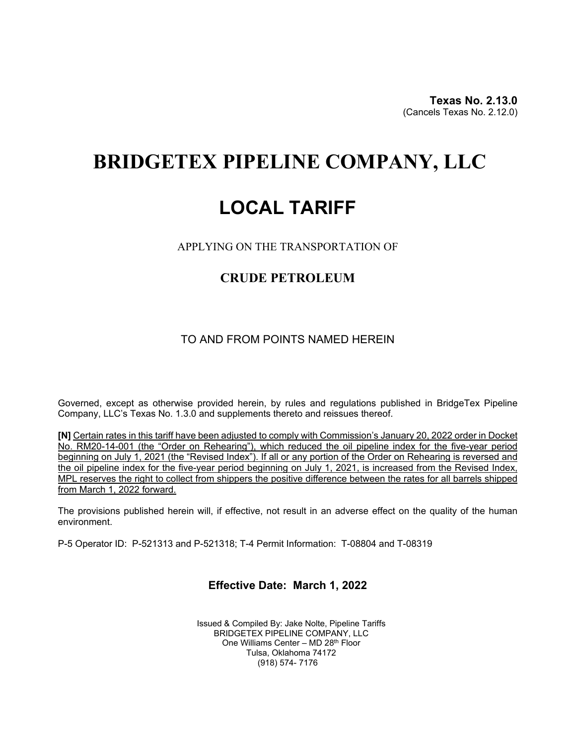**Texas No. 2.13.0**
(Cancels Texas No. 2.12.0)

# BRIDGETEX PIPELINE COMPANY, LLC

# LOCAL TARIFF

APPLYING ON THE TRANSPORTATION OF

## CRUDE PETROLEUM

TO AND FROM POINTS NAMED HEREIN

Governed, except as otherwise provided herein, by rules and regulations published in BridgeTex Pipeline Company, LLC's Texas No. 1.3.0 and supplements thereto and reissues thereof.

**[N]** Certain rates in this tariff have been adjusted to comply with Commission's January 20, 2022 order in Docket No. RM20-14-001 (the "Order on Rehearing"), which reduced the oil pipeline index for the five-year period beginning on July 1, 2021 (the "Revised Index"). If all or any portion of the Order on Rehearing is reversed and the oil pipeline index for the five-year period beginning on July 1, 2021, is increased from the Revised Index, MPL reserves the right to collect from shippers the positive difference between the rates for all barrels shipped from March 1, 2022 forward.

The provisions published herein will, if effective, not result in an adverse effect on the quality of the human environment.

P-5 Operator ID: P-521313 and P-521318; T-4 Permit Information: T-08804 and T-08319

**Effective Date: March 1, 2022**

Issued & Compiled By: Jake Nolte, Pipeline Tariffs
BRIDGETEX PIPELINE COMPANY, LLC
One Williams Center – MD 28th Floor
Tulsa, Oklahoma 74172
(918) 574- 7176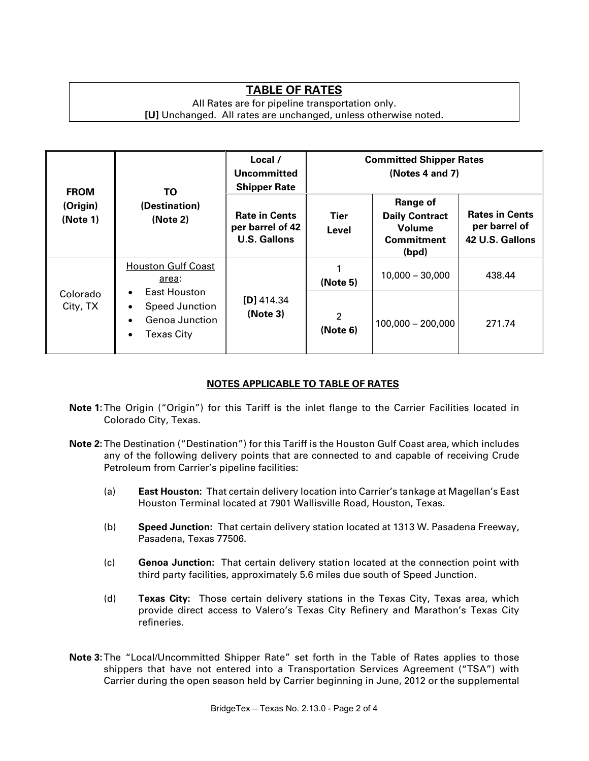## TABLE OF RATES

All Rates are for pipeline transportation only.
**[U]** Unchanged. All rates are unchanged, unless otherwise noted.

| FROM (Origin) (Note 1) | TO (Destination) (Note 2) | Local / Uncommitted Shipper Rate | Committed Shipper Rates (Notes 4 and 7) | | |
|---|---|---|---|---|---|
| | | Rate in Cents per barrel of 42 U.S. Gallons | Tier Level | Range of Daily Contract Volume Commitment (bpd) | Rates in Cents per barrel of 42 U.S. Gallons |
| Colorado City, TX | Houston Gulf Coast area: <br>• East Houston <br>• Speed Junction <br>• Genoa Junction <br>• Texas City | **[D]** 414.34 **(Note 3)** | 1 **(Note 5)** | 10,000 – 30,000 | 438.44 |
| | | | 2 **(Note 6)** | 100,000 – 200,000 | 271.74 |

### NOTES APPLICABLE TO TABLE OF RATES

**Note 1:** The Origin ("Origin") for this Tariff is the inlet flange to the Carrier Facilities located in Colorado City, Texas.

**Note 2:** The Destination ("Destination") for this Tariff is the Houston Gulf Coast area, which includes any of the following delivery points that are connected to and capable of receiving Crude Petroleum from Carrier's pipeline facilities:

(a) **East Houston:** That certain delivery location into Carrier's tankage at Magellan's East Houston Terminal located at 7901 Wallisville Road, Houston, Texas.

(b) **Speed Junction:** That certain delivery station located at 1313 W. Pasadena Freeway, Pasadena, Texas 77506.

(c) **Genoa Junction:** That certain delivery station located at the connection point with third party facilities, approximately 5.6 miles due south of Speed Junction.

(d) **Texas City:** Those certain delivery stations in the Texas City, Texas area, which provide direct access to Valero's Texas City Refinery and Marathon's Texas City refineries.

**Note 3:** The "Local/Uncommitted Shipper Rate" set forth in the Table of Rates applies to those shippers that have not entered into a Transportation Services Agreement ("TSA") with Carrier during the open season held by Carrier beginning in June, 2012 or the supplemental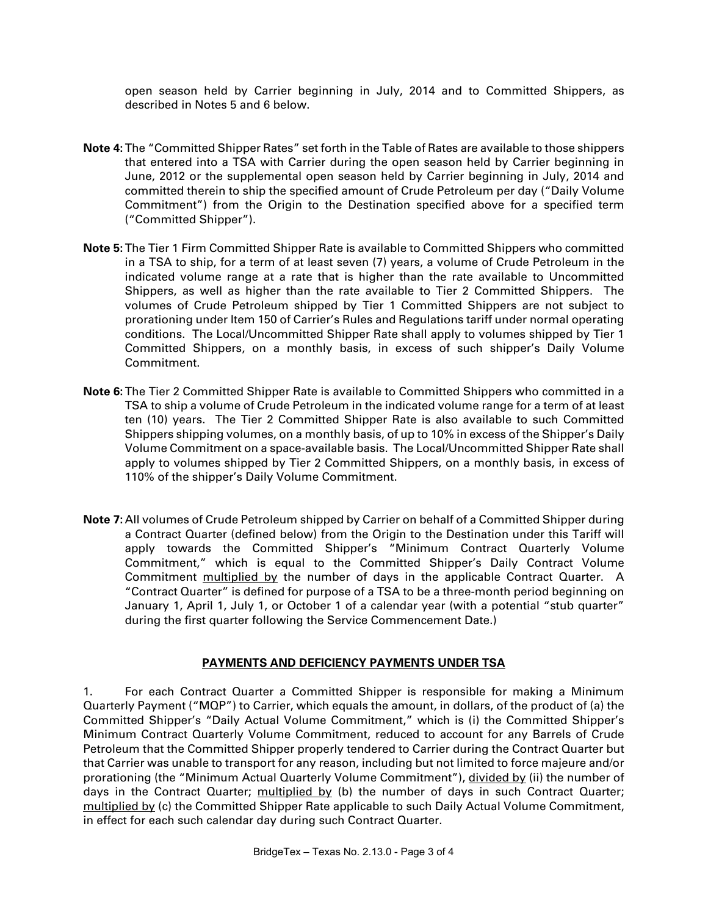open season held by Carrier beginning in July, 2014 and to Committed Shippers, as described in Notes 5 and 6 below.

**Note 4:** The "Committed Shipper Rates" set forth in the Table of Rates are available to those shippers that entered into a TSA with Carrier during the open season held by Carrier beginning in June, 2012 or the supplemental open season held by Carrier beginning in July, 2014 and committed therein to ship the specified amount of Crude Petroleum per day ("Daily Volume Commitment") from the Origin to the Destination specified above for a specified term ("Committed Shipper").

**Note 5:** The Tier 1 Firm Committed Shipper Rate is available to Committed Shippers who committed in a TSA to ship, for a term of at least seven (7) years, a volume of Crude Petroleum in the indicated volume range at a rate that is higher than the rate available to Uncommitted Shippers, as well as higher than the rate available to Tier 2 Committed Shippers. The volumes of Crude Petroleum shipped by Tier 1 Committed Shippers are not subject to prorationing under Item 150 of Carrier's Rules and Regulations tariff under normal operating conditions. The Local/Uncommitted Shipper Rate shall apply to volumes shipped by Tier 1 Committed Shippers, on a monthly basis, in excess of such shipper's Daily Volume Commitment.

**Note 6:** The Tier 2 Committed Shipper Rate is available to Committed Shippers who committed in a TSA to ship a volume of Crude Petroleum in the indicated volume range for a term of at least ten (10) years. The Tier 2 Committed Shipper Rate is also available to such Committed Shippers shipping volumes, on a monthly basis, of up to 10% in excess of the Shipper's Daily Volume Commitment on a space-available basis. The Local/Uncommitted Shipper Rate shall apply to volumes shipped by Tier 2 Committed Shippers, on a monthly basis, in excess of 110% of the shipper's Daily Volume Commitment.

**Note 7:** All volumes of Crude Petroleum shipped by Carrier on behalf of a Committed Shipper during a Contract Quarter (defined below) from the Origin to the Destination under this Tariff will apply towards the Committed Shipper's "Minimum Contract Quarterly Volume Commitment," which is equal to the Committed Shipper's Daily Contract Volume Commitment multiplied by the number of days in the applicable Contract Quarter. A "Contract Quarter" is defined for purpose of a TSA to be a three-month period beginning on January 1, April 1, July 1, or October 1 of a calendar year (with a potential "stub quarter" during the first quarter following the Service Commencement Date.)

## PAYMENTS AND DEFICIENCY PAYMENTS UNDER TSA

1. For each Contract Quarter a Committed Shipper is responsible for making a Minimum Quarterly Payment ("MQP") to Carrier, which equals the amount, in dollars, of the product of (a) the Committed Shipper's "Daily Actual Volume Commitment," which is (i) the Committed Shipper's Minimum Contract Quarterly Volume Commitment, reduced to account for any Barrels of Crude Petroleum that the Committed Shipper properly tendered to Carrier during the Contract Quarter but that Carrier was unable to transport for any reason, including but not limited to force majeure and/or prorationing (the "Minimum Actual Quarterly Volume Commitment"), divided by (ii) the number of days in the Contract Quarter; multiplied by (b) the number of days in such Contract Quarter; multiplied by (c) the Committed Shipper Rate applicable to such Daily Actual Volume Commitment, in effect for each such calendar day during such Contract Quarter.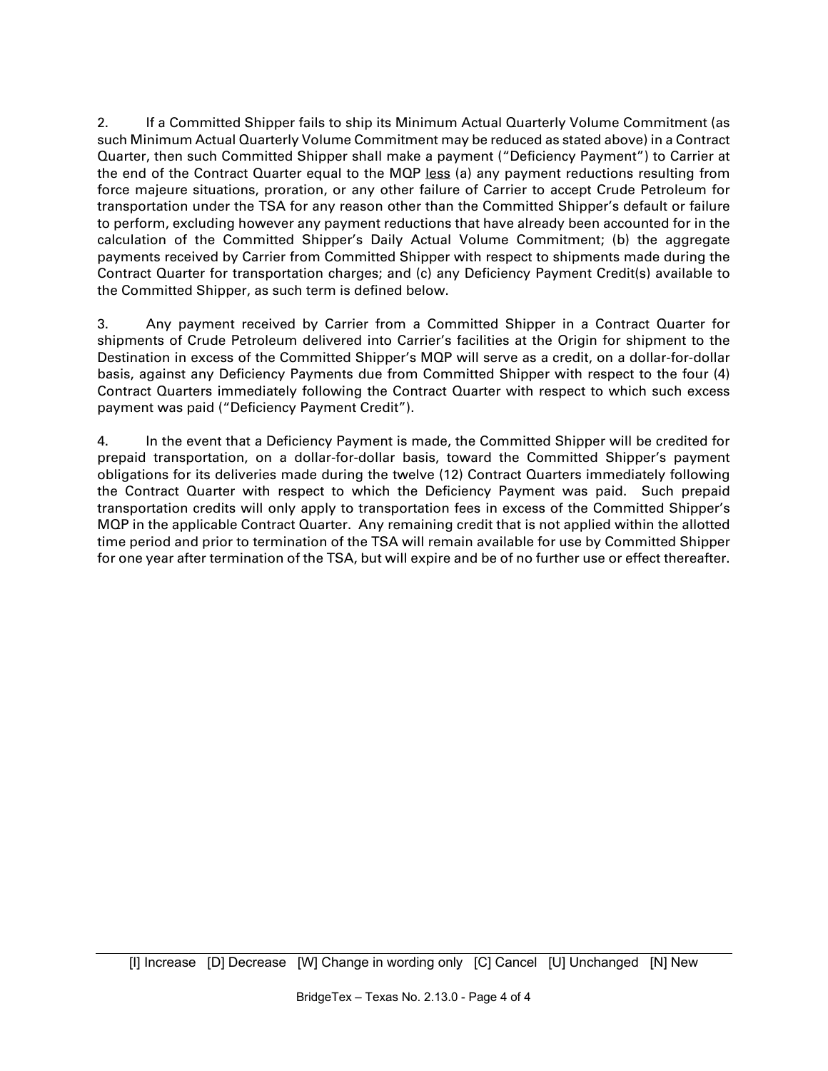2. If a Committed Shipper fails to ship its Minimum Actual Quarterly Volume Commitment (as such Minimum Actual Quarterly Volume Commitment may be reduced as stated above) in a Contract Quarter, then such Committed Shipper shall make a payment ("Deficiency Payment") to Carrier at the end of the Contract Quarter equal to the MQP <u>less</u> (a) any payment reductions resulting from force majeure situations, proration, or any other failure of Carrier to accept Crude Petroleum for transportation under the TSA for any reason other than the Committed Shipper's default or failure to perform, excluding however any payment reductions that have already been accounted for in the calculation of the Committed Shipper's Daily Actual Volume Commitment; (b) the aggregate payments received by Carrier from Committed Shipper with respect to shipments made during the Contract Quarter for transportation charges; and (c) any Deficiency Payment Credit(s) available to the Committed Shipper, as such term is defined below.

3. Any payment received by Carrier from a Committed Shipper in a Contract Quarter for shipments of Crude Petroleum delivered into Carrier's facilities at the Origin for shipment to the Destination in excess of the Committed Shipper's MQP will serve as a credit, on a dollar-for-dollar basis, against any Deficiency Payments due from Committed Shipper with respect to the four (4) Contract Quarters immediately following the Contract Quarter with respect to which such excess payment was paid ("Deficiency Payment Credit").

4. In the event that a Deficiency Payment is made, the Committed Shipper will be credited for prepaid transportation, on a dollar-for-dollar basis, toward the Committed Shipper's payment obligations for its deliveries made during the twelve (12) Contract Quarters immediately following the Contract Quarter with respect to which the Deficiency Payment was paid. Such prepaid transportation credits will only apply to transportation fees in excess of the Committed Shipper's MQP in the applicable Contract Quarter. Any remaining credit that is not applied within the allotted time period and prior to termination of the TSA will remain available for use by Committed Shipper for one year after termination of the TSA, but will expire and be of no further use or effect thereafter.

[I] Increase [D] Decrease [W] Change in wording only [C] Cancel [U] Unchanged [N] New